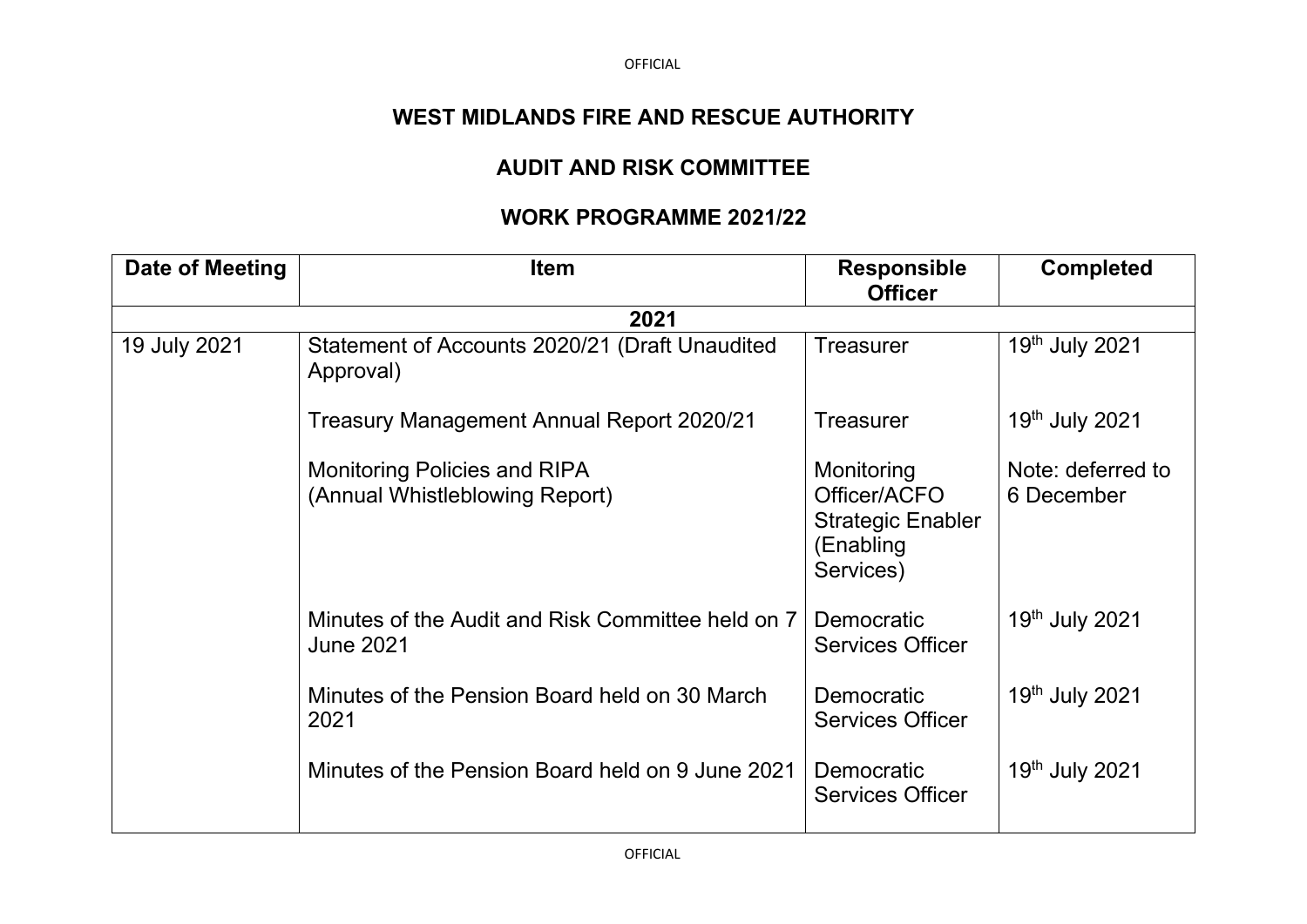# WEST MIDLANDS FIRE AND RESCUE AUTHORITY

## AUDIT AND RISK COMMITTEE

## WORK PROGRAMME 2021/22

| Date of Meeting | Item | Responsible Officer | Completed |
|---|---|---|---|
| **2021** | | | |
| 19 July 2021 | Statement of Accounts 2020/21 (Draft Unaudited Approval) | Treasurer | 19th July 2021 |
| | Treasury Management Annual Report 2020/21 | Treasurer | 19th July 2021 |
| | Monitoring Policies and RIPA (Annual Whistleblowing Report) | Monitoring Officer/ACFO Strategic Enabler (Enabling Services) | Note: deferred to 6 December |
| | Minutes of the Audit and Risk Committee held on 7 June 2021 | Democratic Services Officer | 19th July 2021 |
| | Minutes of the Pension Board held on 30 March 2021 | Democratic Services Officer | 19th July 2021 |
| | Minutes of the Pension Board held on 9 June 2021 | Democratic Services Officer | 19th July 2021 |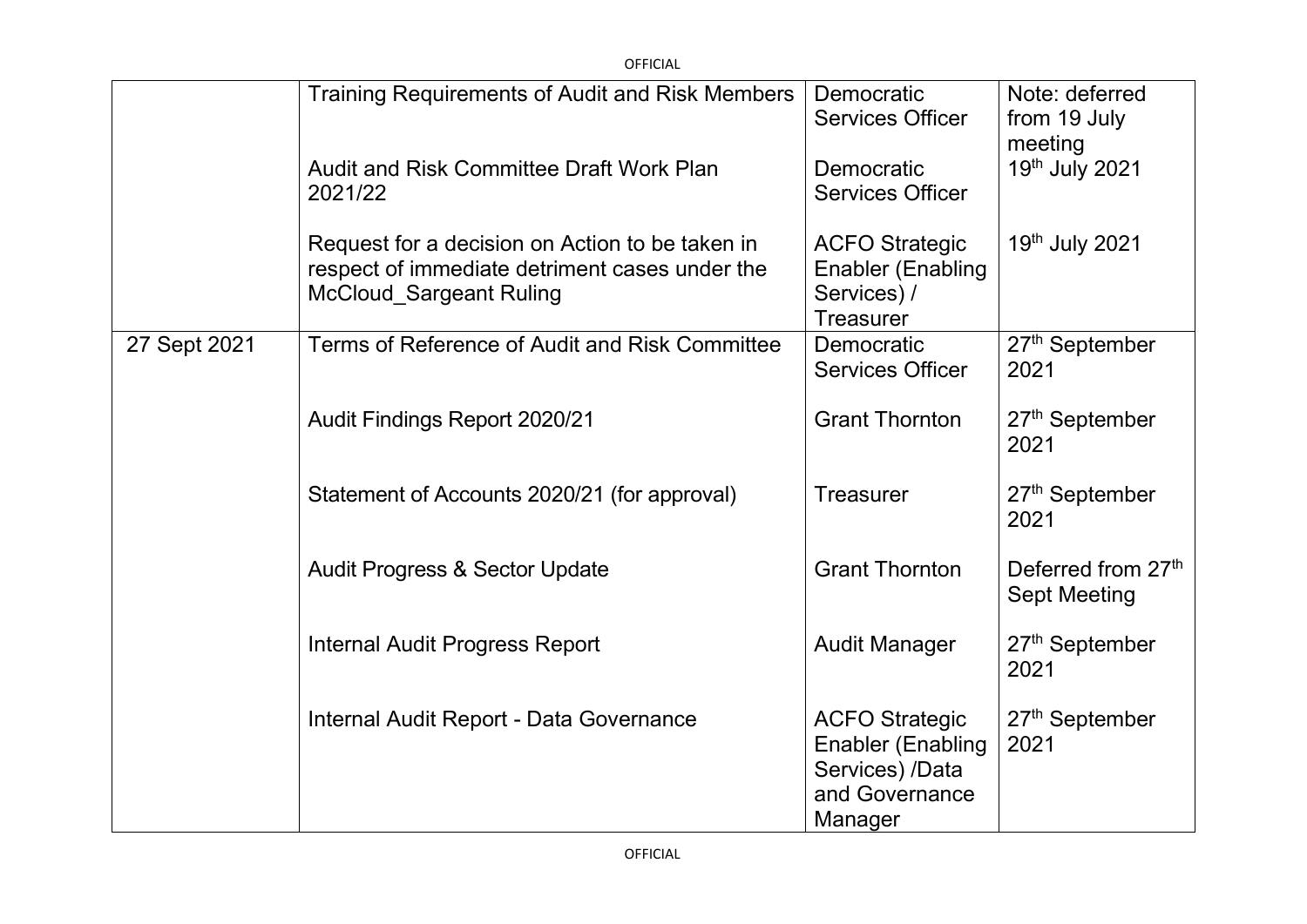| | | | |
|---|---|---|---|
| | Training Requirements of Audit and Risk Members | Democratic Services Officer | Note: deferred from 19 July meeting |
| | Audit and Risk Committee Draft Work Plan 2021/22 | Democratic Services Officer | 19th July 2021 |
| | Request for a decision on Action to be taken in respect of immediate detriment cases under the McCloud_Sargeant Ruling | ACFO Strategic Enabler (Enabling Services) / Treasurer | 19th July 2021 |
| 27 Sept 2021 | Terms of Reference of Audit and Risk Committee | Democratic Services Officer | 27th September 2021 |
| | Audit Findings Report 2020/21 | Grant Thornton | 27th September 2021 |
| | Statement of Accounts 2020/21 (for approval) | Treasurer | 27th September 2021 |
| | Audit Progress & Sector Update | Grant Thornton | Deferred from 27th Sept Meeting |
| | Internal Audit Progress Report | Audit Manager | 27th September 2021 |
| | Internal Audit Report - Data Governance | ACFO Strategic Enabler (Enabling Services) /Data and Governance Manager | 27th September 2021 |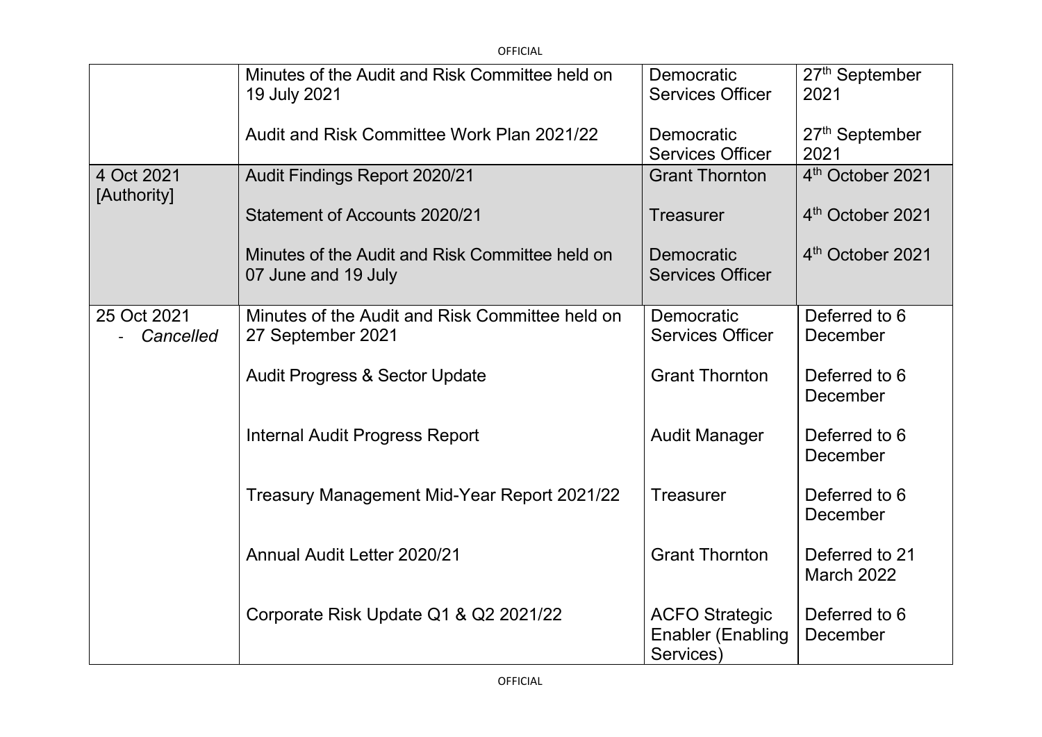| | | | |
|---|---|---|---|
| | Minutes of the Audit and Risk Committee held on 19 July 2021<br><br>Audit and Risk Committee Work Plan 2021/22 | Democratic Services Officer<br><br>Democratic Services Officer | 27th September 2021<br><br>27th September 2021 |
| 4 Oct 2021 [Authority] | Audit Findings Report 2020/21<br><br>Statement of Accounts 2020/21<br><br>Minutes of the Audit and Risk Committee held on 07 June and 19 July | Grant Thornton<br><br>Treasurer<br><br>Democratic Services Officer | 4th October 2021<br><br>4th October 2021<br><br>4th October 2021 |
| 25 Oct 2021<br>- *Cancelled* | Minutes of the Audit and Risk Committee held on 27 September 2021<br><br>Audit Progress & Sector Update<br><br>Internal Audit Progress Report<br><br>Treasury Management Mid-Year Report 2021/22<br><br>Annual Audit Letter 2020/21<br><br>Corporate Risk Update Q1 & Q2 2021/22 | Democratic Services Officer<br><br>Grant Thornton<br><br>Audit Manager<br><br>Treasurer<br><br>Grant Thornton<br><br>ACFO Strategic Enabler (Enabling Services) | Deferred to 6 December<br><br>Deferred to 6 December<br><br>Deferred to 6 December<br><br>Deferred to 6 December<br><br>Deferred to 21 March 2022<br><br>Deferred to 6 December |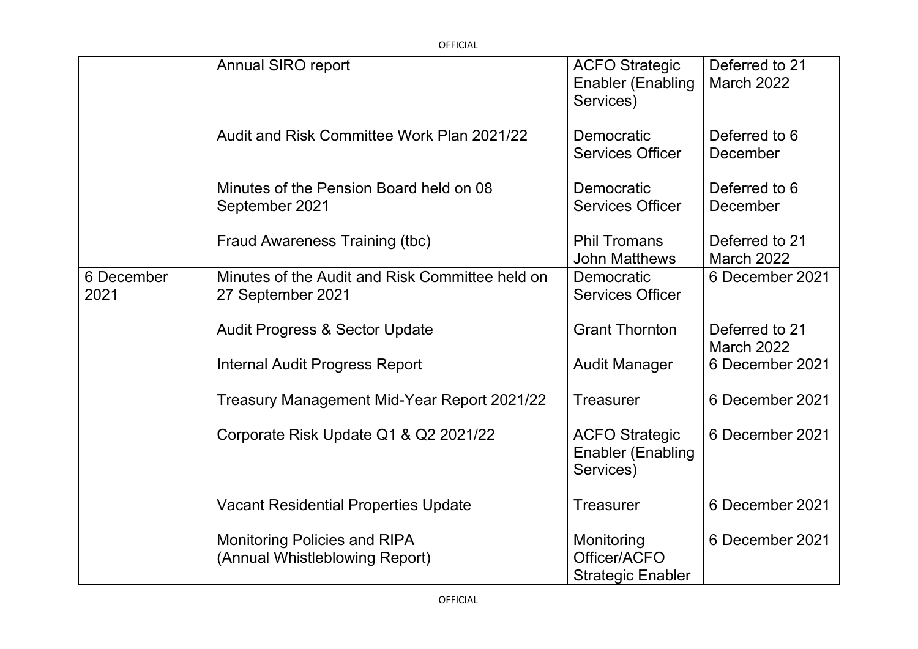| | | | |
|---|---|---|---|
| | Annual SIRO report | ACFO Strategic Enabler (Enabling Services) | Deferred to 21 March 2022 |
| | Audit and Risk Committee Work Plan 2021/22 | Democratic Services Officer | Deferred to 6 December |
| | Minutes of the Pension Board held on 08 September 2021 | Democratic Services Officer | Deferred to 6 December |
| | Fraud Awareness Training (tbc) | Phil Tromans John Matthews | Deferred to 21 March 2022 |
| 6 December 2021 | Minutes of the Audit and Risk Committee held on 27 September 2021 | Democratic Services Officer | 6 December 2021 |
| | Audit Progress & Sector Update | Grant Thornton | Deferred to 21 March 2022 |
| | Internal Audit Progress Report | Audit Manager | 6 December 2021 |
| | Treasury Management Mid-Year Report 2021/22 | Treasurer | 6 December 2021 |
| | Corporate Risk Update Q1 & Q2 2021/22 | ACFO Strategic Enabler (Enabling Services) | 6 December 2021 |
| | Vacant Residential Properties Update | Treasurer | 6 December 2021 |
| | Monitoring Policies and RIPA (Annual Whistleblowing Report) | Monitoring Officer/ACFO Strategic Enabler | 6 December 2021 |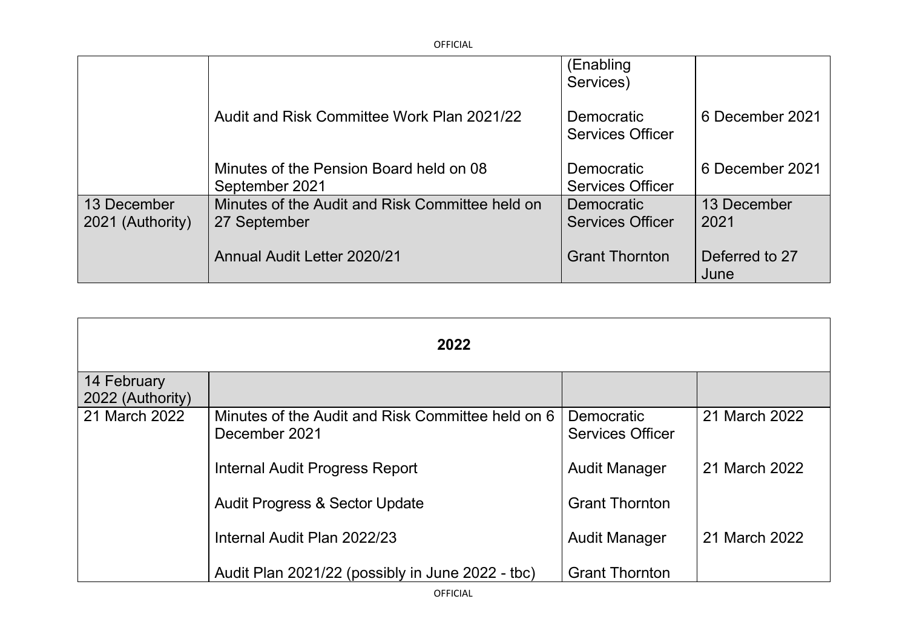| | | | |
|---|---|---|---|
| | | (Enabling Services) | |
| | Audit and Risk Committee Work Plan 2021/22 | Democratic Services Officer | 6 December 2021 |
| | Minutes of the Pension Board held on 08 September 2021 | Democratic Services Officer | 6 December 2021 |
| 13 December 2021 (Authority) | Minutes of the Audit and Risk Committee held on 27 September | Democratic Services Officer | 13 December 2021 |
| | Annual Audit Letter 2020/21 | Grant Thornton | Deferred to 27 June |

| **2022** | | | |
|---|---|---|---|
| 14 February 2022 (Authority) | | | |
| 21 March 2022 | Minutes of the Audit and Risk Committee held on 6 December 2021 | Democratic Services Officer | 21 March 2022 |
| | Internal Audit Progress Report | Audit Manager | 21 March 2022 |
| | Audit Progress & Sector Update | Grant Thornton | |
| | Internal Audit Plan 2022/23 | Audit Manager | 21 March 2022 |
| | Audit Plan 2021/22 (possibly in June 2022 - tbc) | Grant Thornton | |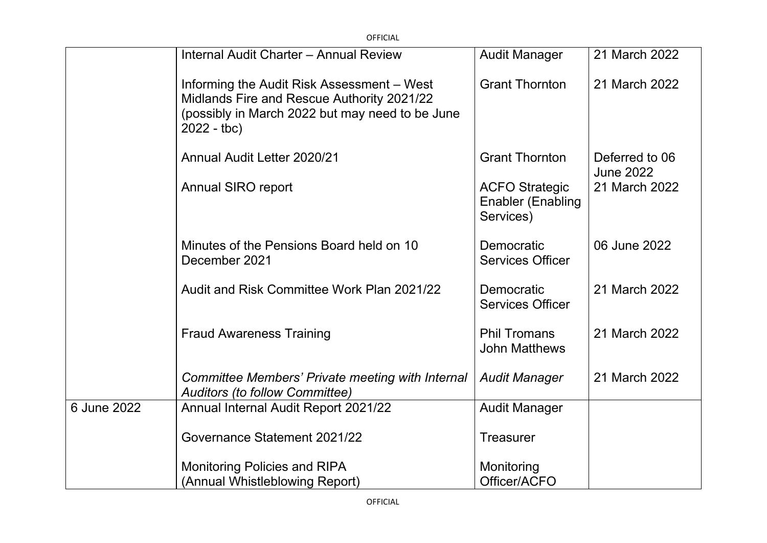| | | | |
|---|---|---|---|
| | Internal Audit Charter – Annual Review | Audit Manager | 21 March 2022 |
| | Informing the Audit Risk Assessment – West Midlands Fire and Rescue Authority 2021/22 (possibly in March 2022 but may need to be June 2022 - tbc) | Grant Thornton | 21 March 2022 |
| | Annual Audit Letter 2020/21 | Grant Thornton | Deferred to 06 June 2022 |
| | Annual SIRO report | ACFO Strategic Enabler (Enabling Services) | 21 March 2022 |
| | Minutes of the Pensions Board held on 10 December 2021 | Democratic Services Officer | 06 June 2022 |
| | Audit and Risk Committee Work Plan 2021/22 | Democratic Services Officer | 21 March 2022 |
| | Fraud Awareness Training | Phil Tromans<br>John Matthews | 21 March 2022 |
| | *Committee Members' Private meeting with Internal Auditors (to follow Committee)* | *Audit Manager* | 21 March 2022 |
| 6 June 2022 | Annual Internal Audit Report 2021/22 | Audit Manager | |
| | Governance Statement 2021/22 | Treasurer | |
| | Monitoring Policies and RIPA (Annual Whistleblowing Report) | Monitoring Officer/ACFO | |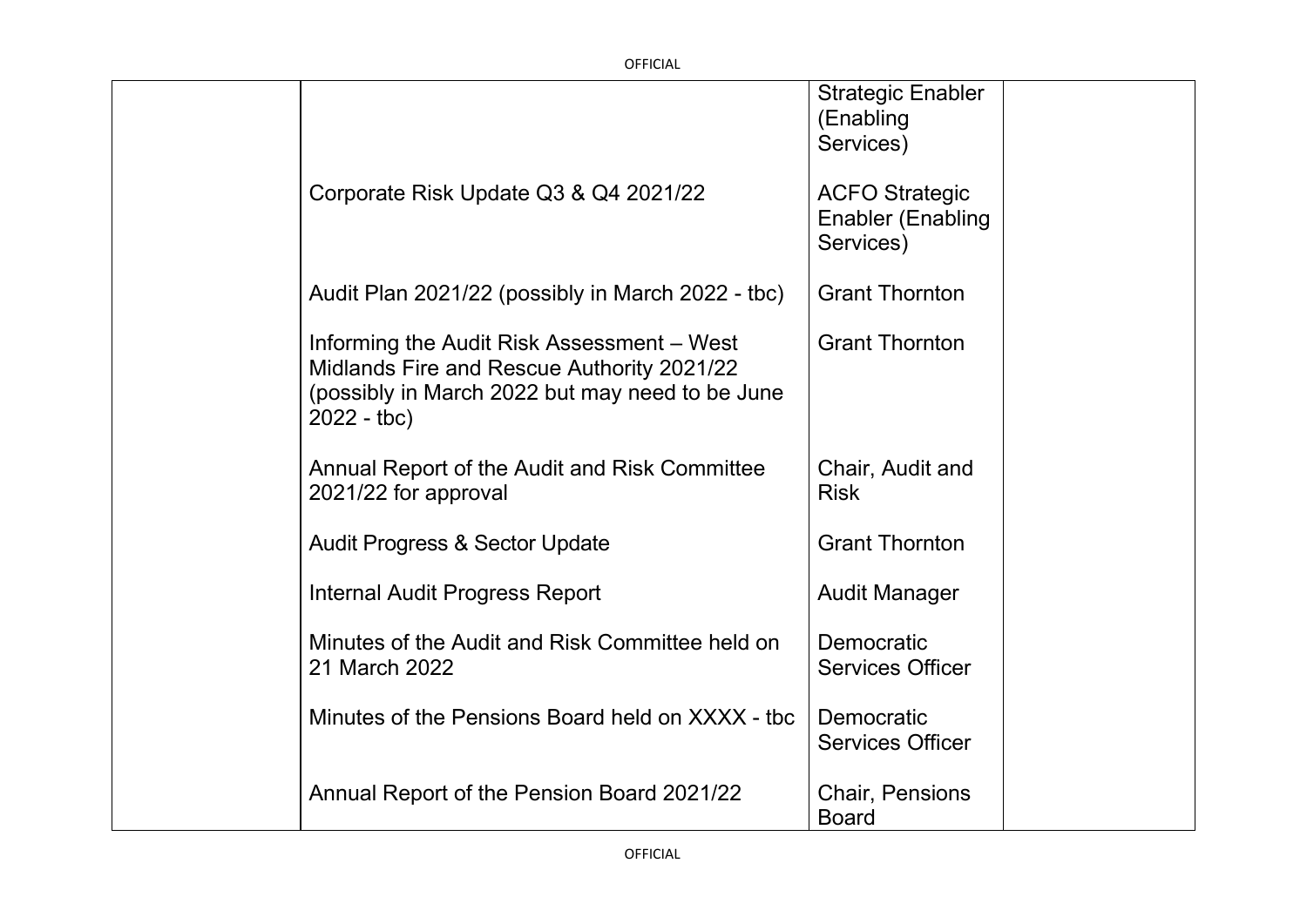| | | | |
|---|---|---|---|
| | | Strategic Enabler (Enabling Services) | |
| | Corporate Risk Update Q3 & Q4 2021/22 | ACFO Strategic Enabler (Enabling Services) | |
| | Audit Plan 2021/22 (possibly in March 2022 - tbc) | Grant Thornton | |
| | Informing the Audit Risk Assessment – West Midlands Fire and Rescue Authority 2021/22 (possibly in March 2022 but may need to be June 2022 - tbc) | Grant Thornton | |
| | Annual Report of the Audit and Risk Committee 2021/22 for approval | Chair, Audit and Risk | |
| | Audit Progress & Sector Update | Grant Thornton | |
| | Internal Audit Progress Report | Audit Manager | |
| | Minutes of the Audit and Risk Committee held on 21 March 2022 | Democratic Services Officer | |
| | Minutes of the Pensions Board held on XXXX - tbc | Democratic Services Officer | |
| | Annual Report of the Pension Board 2021/22 | Chair, Pensions Board | |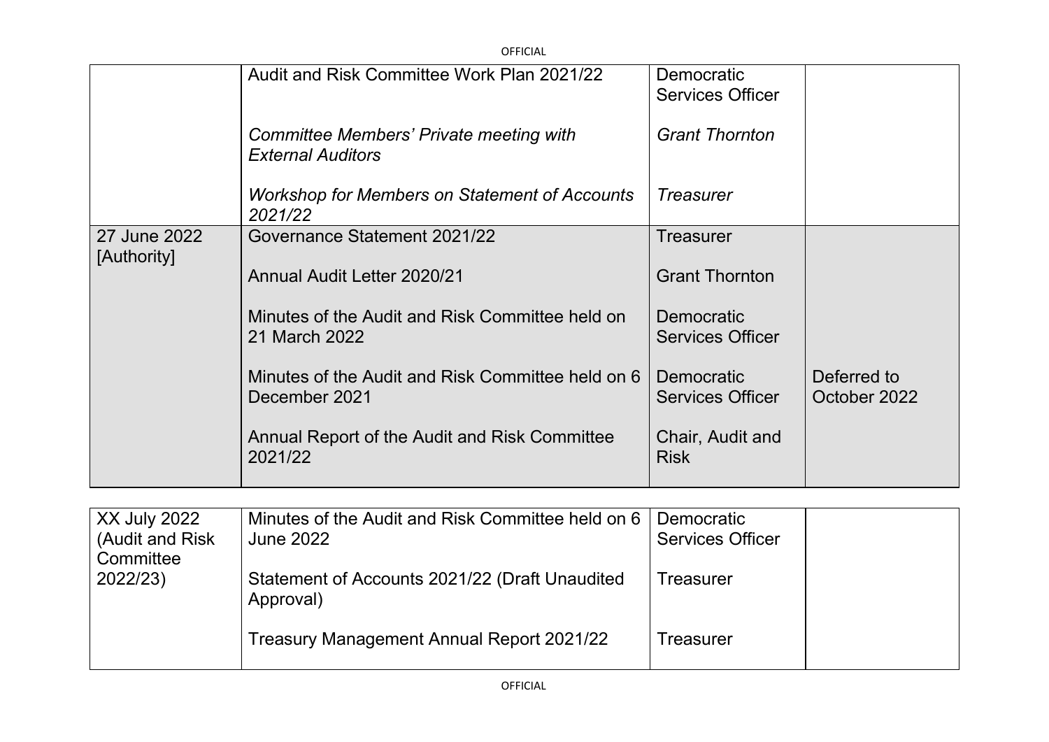| | | | |
|---|---|---|---|
| | Audit and Risk Committee Work Plan 2021/22<br><br>*Committee Members' Private meeting with External Auditors*<br><br>*Workshop for Members on Statement of Accounts 2021/22* | Democratic Services Officer<br><br>*Grant Thornton*<br><br>*Treasurer* | |
| 27 June 2022 [Authority] | Governance Statement 2021/22<br><br>Annual Audit Letter 2020/21<br><br>Minutes of the Audit and Risk Committee held on 21 March 2022<br><br>Minutes of the Audit and Risk Committee held on 6 December 2021<br><br>Annual Report of the Audit and Risk Committee 2021/22 | Treasurer<br><br>Grant Thornton<br><br>Democratic Services Officer<br><br>Democratic Services Officer<br><br>Chair, Audit and Risk | <br><br><br><br><br><br>Deferred to October 2022 |

| | | | |
|---|---|---|---|
| XX July 2022 (Audit and Risk Committee 2022/23) | Minutes of the Audit and Risk Committee held on 6 June 2022<br><br>Statement of Accounts 2021/22 (Draft Unaudited Approval)<br><br>Treasury Management Annual Report 2021/22 | Democratic Services Officer<br><br>Treasurer<br><br>Treasurer | |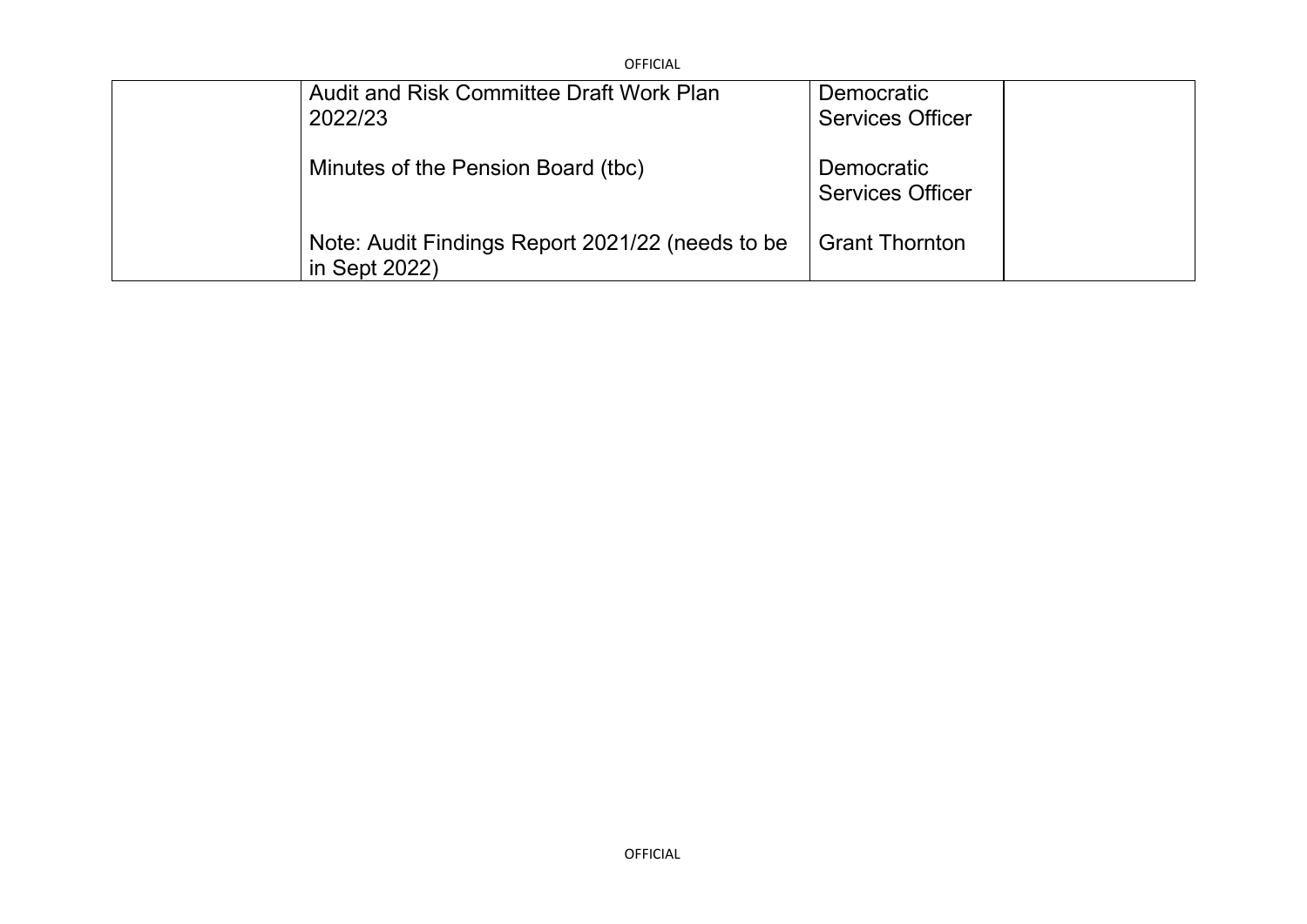| | | | |
|---|---|---|---|
| | Audit and Risk Committee Draft Work Plan 2022/23<br><br>Minutes of the Pension Board (tbc)<br><br>Note: Audit Findings Report 2021/22 (needs to be in Sept 2022) | Democratic Services Officer<br><br>Democratic Services Officer<br><br>Grant Thornton | |